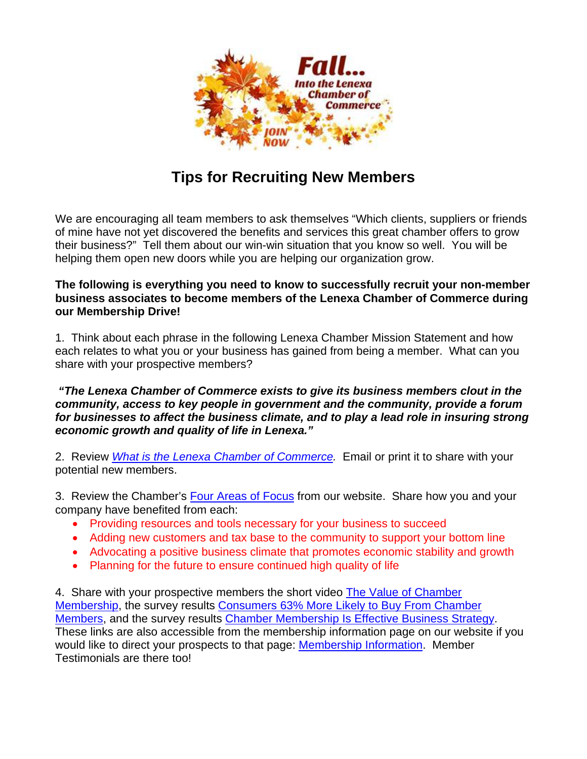# Tips for Recruiting New Members

We are encouraging all team members to ask themselves "Which clients, suppliers or friends of mine have not yet discovered the benefits and services this great chamber offers to grow their business?" Tell them about our win-win situation that you know so well. You will be helping them open new doors while you are helping our organization grow.

**The following is everything you need to know to successfully recruit your non-member business associates to become members of the Lenexa Chamber of Commerce during our Membership Drive!**

1. Think about each phrase in the following Lenexa Chamber Mission Statement and how each relates to what you or your business has gained from being a member. What can you share with your prospective members?

***"The Lenexa Chamber of Commerce exists to give its business members clout in the community, access to key people in government and the community, provide a forum for businesses to affect the business climate, and to play a lead role in insuring strong economic growth and quality of life in Lenexa."***

2. Review *What is the Lenexa Chamber of Commerce.* Email or print it to share with your potential new members.

3. Review the Chamber's Four Areas of Focus from our website. Share how you and your company have benefited from each:
   - Providing resources and tools necessary for your business to succeed
   - Adding new customers and tax base to the community to support your bottom line
   - Advocating a positive business climate that promotes economic stability and growth
   - Planning for the future to ensure continued high quality of life

4. Share with your prospective members the short video The Value of Chamber Membership, the survey results Consumers 63% More Likely to Buy From Chamber Members, and the survey results Chamber Membership Is Effective Business Strategy. These links are also accessible from the membership information page on our website if you would like to direct your prospects to that page: Membership Information. Member Testimonials are there too!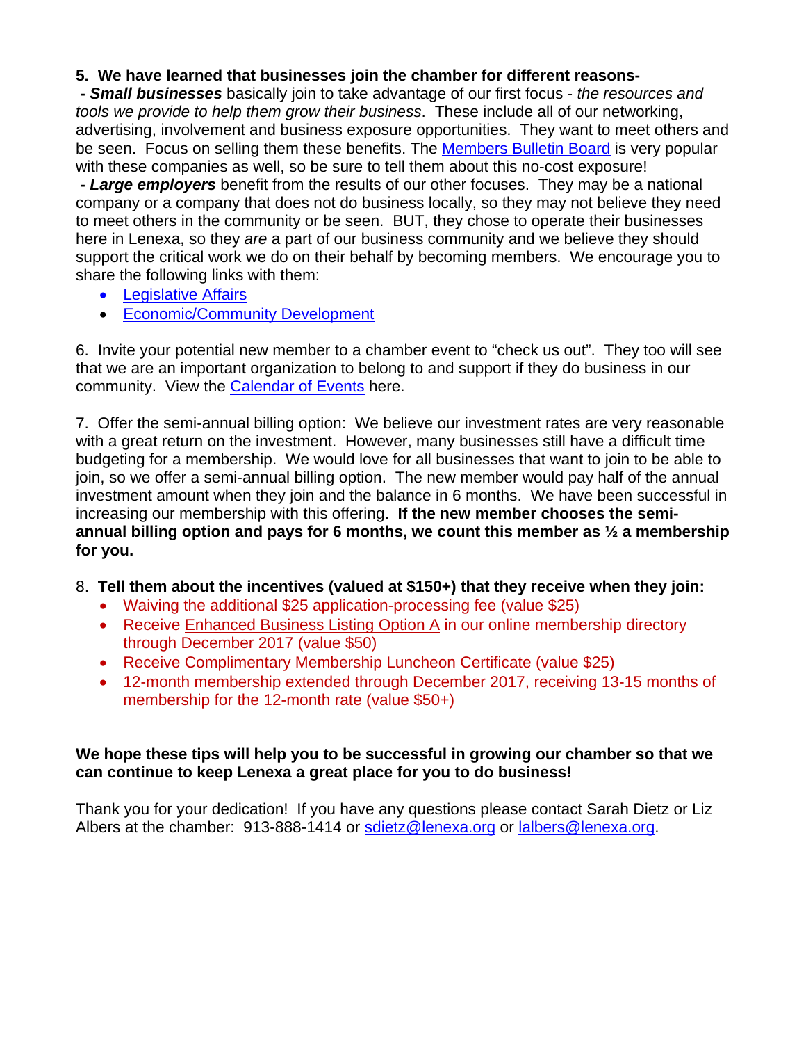**5. We have learned that businesses join the chamber for different reasons-**

**- *Small businesses*** basically join to take advantage of our first focus - *the resources and tools we provide to help them grow their business*. These include all of our networking, advertising, involvement and business exposure opportunities. They want to meet others and be seen. Focus on selling them these benefits. The Members Bulletin Board is very popular with these companies as well, so be sure to tell them about this no-cost exposure!

**- *Large employers*** benefit from the results of our other focuses. They may be a national company or a company that does not do business locally, so they may not believe they need to meet others in the community or be seen. BUT, they chose to operate their businesses here in Lenexa, so they *are* a part of our business community and we believe they should support the critical work we do on their behalf by becoming members. We encourage you to share the following links with them:

- Legislative Affairs
- Economic/Community Development

6. Invite your potential new member to a chamber event to "check us out". They too will see that we are an important organization to belong to and support if they do business in our community. View the Calendar of Events here.

7. Offer the semi-annual billing option: We believe our investment rates are very reasonable with a great return on the investment. However, many businesses still have a difficult time budgeting for a membership. We would love for all businesses that want to join to be able to join, so we offer a semi-annual billing option. The new member would pay half of the annual investment amount when they join and the balance in 6 months. We have been successful in increasing our membership with this offering. **If the new member chooses the semi-annual billing option and pays for 6 months, we count this member as ½ a membership for you.**

8. **Tell them about the incentives (valued at $150+) that they receive when they join:**
   - Waiving the additional $25 application-processing fee (value $25)
   - Receive Enhanced Business Listing Option A in our online membership directory through December 2017 (value $50)
   - Receive Complimentary Membership Luncheon Certificate (value $25)
   - 12-month membership extended through December 2017, receiving 13-15 months of membership for the 12-month rate (value $50+)

**We hope these tips will help you to be successful in growing our chamber so that we can continue to keep Lenexa a great place for you to do business!**

Thank you for your dedication! If you have any questions please contact Sarah Dietz or Liz Albers at the chamber: 913-888-1414 or sdietz@lenexa.org or lalbers@lenexa.org.